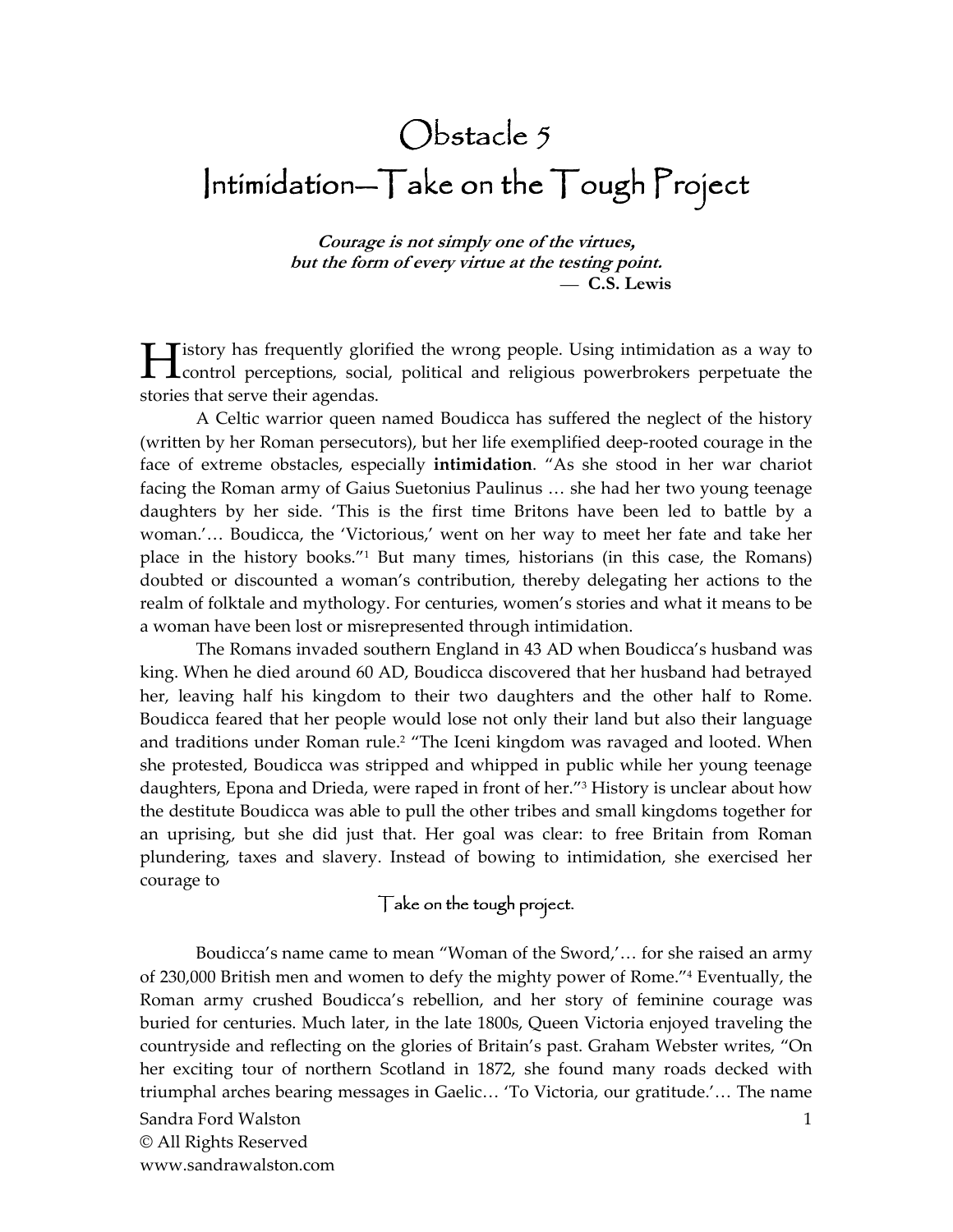# Obstacle 5
# Intimidation—Take on the Tough Project

***Courage is not simply one of the virtues,***
***but the form of every virtue at the testing point.***
— **C.S. Lewis**

History has frequently glorified the wrong people. Using intimidation as a way to control perceptions, social, political and religious powerbrokers perpetuate the stories that serve their agendas.

A Celtic warrior queen named Boudicca has suffered the neglect of the history (written by her Roman persecutors), but her life exemplified deep-rooted courage in the face of extreme obstacles, especially **intimidation**. "As she stood in her war chariot facing the Roman army of Gaius Suetonius Paulinus … she had her two young teenage daughters by her side. 'This is the first time Britons have been led to battle by a woman.'… Boudicca, the 'Victorious,' went on her way to meet her fate and take her place in the history books."[1] But many times, historians (in this case, the Romans) doubted or discounted a woman's contribution, thereby delegating her actions to the realm of folktale and mythology. For centuries, women's stories and what it means to be a woman have been lost or misrepresented through intimidation.

The Romans invaded southern England in 43 AD when Boudicca's husband was king. When he died around 60 AD, Boudicca discovered that her husband had betrayed her, leaving half his kingdom to their two daughters and the other half to Rome. Boudicca feared that her people would lose not only their land but also their language and traditions under Roman rule.[2] "The Iceni kingdom was ravaged and looted. When she protested, Boudicca was stripped and whipped in public while her young teenage daughters, Epona and Drieda, were raped in front of her."[3] History is unclear about how the destitute Boudicca was able to pull the other tribes and small kingdoms together for an uprising, but she did just that. Her goal was clear: to free Britain from Roman plundering, taxes and slavery. Instead of bowing to intimidation, she exercised her courage to

Take on the tough project.

Boudicca's name came to mean "Woman of the Sword,'… for she raised an army of 230,000 British men and women to defy the mighty power of Rome."[4] Eventually, the Roman army crushed Boudicca's rebellion, and her story of feminine courage was buried for centuries. Much later, in the late 1800s, Queen Victoria enjoyed traveling the countryside and reflecting on the glories of Britain's past. Graham Webster writes, "On her exciting tour of northern Scotland in 1872, she found many roads decked with triumphal arches bearing messages in Gaelic… 'To Victoria, our gratitude.'… The name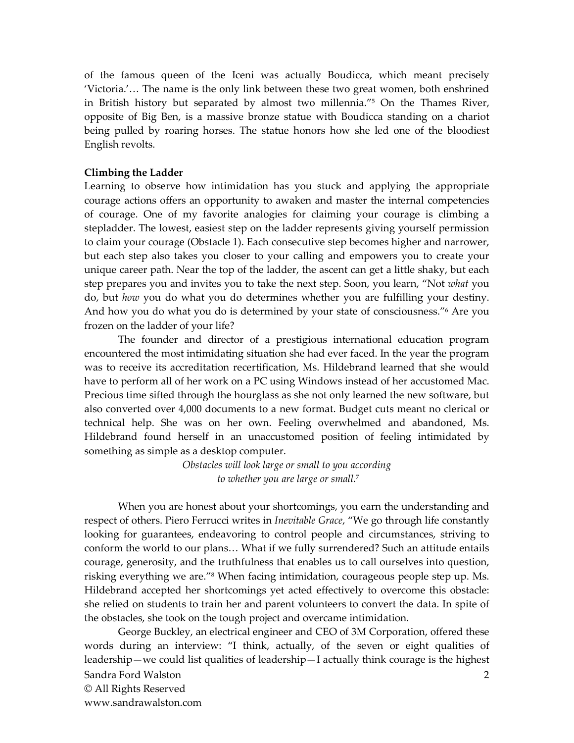of the famous queen of the Iceni was actually Boudicca, which meant precisely 'Victoria.'… The name is the only link between these two great women, both enshrined in British history but separated by almost two millennia."[5] On the Thames River, opposite of Big Ben, is a massive bronze statue with Boudicca standing on a chariot being pulled by roaring horses. The statue honors how she led one of the bloodiest English revolts.

**Climbing the Ladder**

Learning to observe how intimidation has you stuck and applying the appropriate courage actions offers an opportunity to awaken and master the internal competencies of courage. One of my favorite analogies for claiming your courage is climbing a stepladder. The lowest, easiest step on the ladder represents giving yourself permission to claim your courage (Obstacle 1). Each consecutive step becomes higher and narrower, but each step also takes you closer to your calling and empowers you to create your unique career path. Near the top of the ladder, the ascent can get a little shaky, but each step prepares you and invites you to take the next step. Soon, you learn, "Not *what* you do, but *how* you do what you do determines whether you are fulfilling your destiny. And how you do what you do is determined by your state of consciousness."[6] Are you frozen on the ladder of your life?

The founder and director of a prestigious international education program encountered the most intimidating situation she had ever faced. In the year the program was to receive its accreditation recertification, Ms. Hildebrand learned that she would have to perform all of her work on a PC using Windows instead of her accustomed Mac. Precious time sifted through the hourglass as she not only learned the new software, but also converted over 4,000 documents to a new format. Budget cuts meant no clerical or technical help. She was on her own. Feeling overwhelmed and abandoned, Ms. Hildebrand found herself in an unaccustomed position of feeling intimidated by something as simple as a desktop computer.

*Obstacles will look large or small to you according to whether you are large or small.*[7]

When you are honest about your shortcomings, you earn the understanding and respect of others. Piero Ferrucci writes in *Inevitable Grace*, "We go through life constantly looking for guarantees, endeavoring to control people and circumstances, striving to conform the world to our plans… What if we fully surrendered? Such an attitude entails courage, generosity, and the truthfulness that enables us to call ourselves into question, risking everything we are."[8] When facing intimidation, courageous people step up. Ms. Hildebrand accepted her shortcomings yet acted effectively to overcome this obstacle: she relied on students to train her and parent volunteers to convert the data. In spite of the obstacles, she took on the tough project and overcame intimidation.

George Buckley, an electrical engineer and CEO of 3M Corporation, offered these words during an interview: "I think, actually, of the seven or eight qualities of leadership—we could list qualities of leadership—I actually think courage is the highest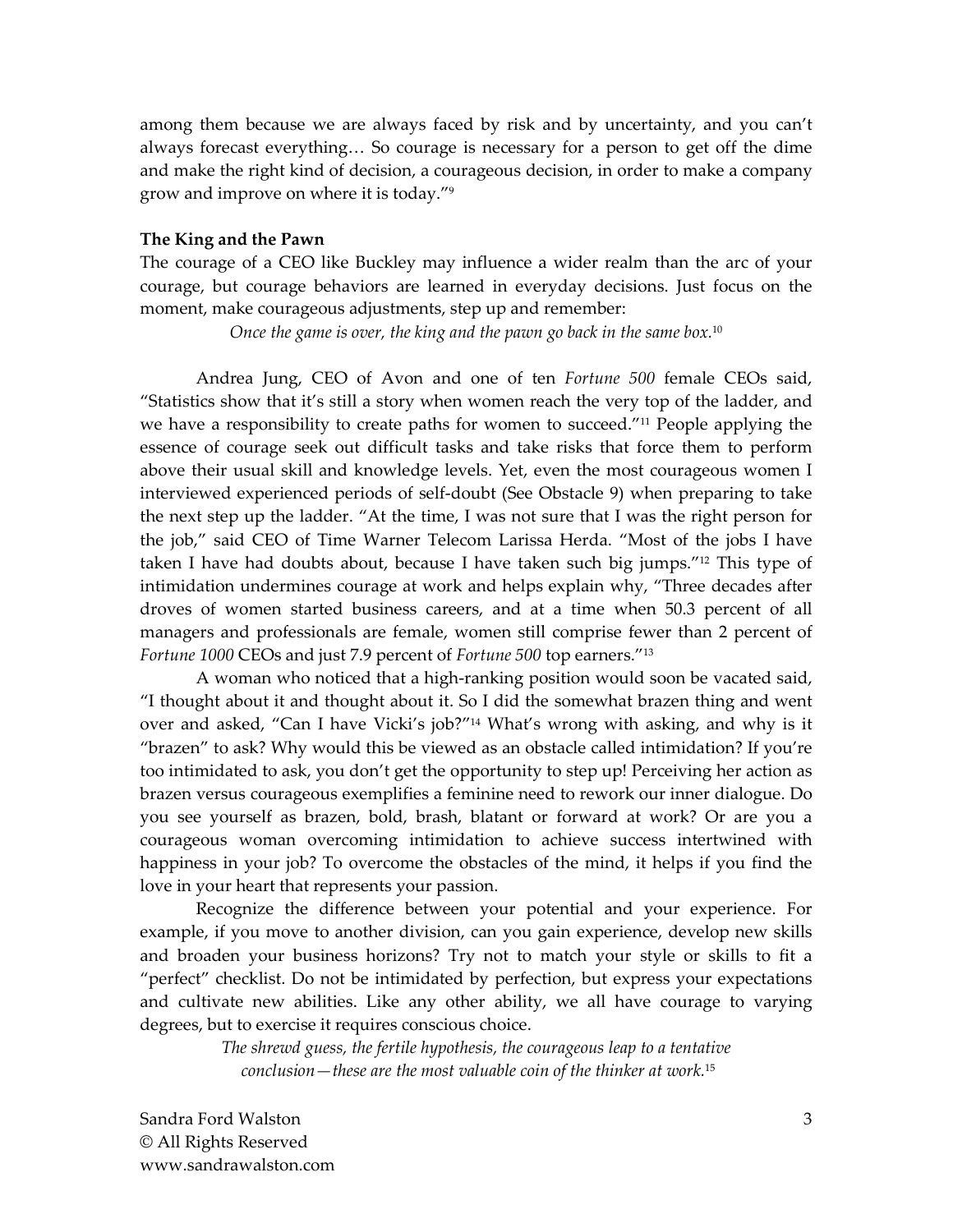among them because we are always faced by risk and by uncertainty, and you can't always forecast everything… So courage is necessary for a person to get off the dime and make the right kind of decision, a courageous decision, in order to make a company grow and improve on where it is today."[9]

**The King and the Pawn**

The courage of a CEO like Buckley may influence a wider realm than the arc of your courage, but courage behaviors are learned in everyday decisions. Just focus on the moment, make courageous adjustments, step up and remember:

*Once the game is over, the king and the pawn go back in the same box.*[10]

Andrea Jung, CEO of Avon and one of ten *Fortune 500* female CEOs said, "Statistics show that it's still a story when women reach the very top of the ladder, and we have a responsibility to create paths for women to succeed."[11] People applying the essence of courage seek out difficult tasks and take risks that force them to perform above their usual skill and knowledge levels. Yet, even the most courageous women I interviewed experienced periods of self-doubt (See Obstacle 9) when preparing to take the next step up the ladder. "At the time, I was not sure that I was the right person for the job," said CEO of Time Warner Telecom Larissa Herda. "Most of the jobs I have taken I have had doubts about, because I have taken such big jumps."[12] This type of intimidation undermines courage at work and helps explain why, "Three decades after droves of women started business careers, and at a time when 50.3 percent of all managers and professionals are female, women still comprise fewer than 2 percent of *Fortune 1000* CEOs and just 7.9 percent of *Fortune 500* top earners."[13]

A woman who noticed that a high-ranking position would soon be vacated said, "I thought about it and thought about it. So I did the somewhat brazen thing and went over and asked, "Can I have Vicki's job?"[14] What's wrong with asking, and why is it "brazen" to ask? Why would this be viewed as an obstacle called intimidation? If you're too intimidated to ask, you don't get the opportunity to step up! Perceiving her action as brazen versus courageous exemplifies a feminine need to rework our inner dialogue. Do you see yourself as brazen, bold, brash, blatant or forward at work? Or are you a courageous woman overcoming intimidation to achieve success intertwined with happiness in your job? To overcome the obstacles of the mind, it helps if you find the love in your heart that represents your passion.

Recognize the difference between your potential and your experience. For example, if you move to another division, can you gain experience, develop new skills and broaden your business horizons? Try not to match your style or skills to fit a "perfect" checklist. Do not be intimidated by perfection, but express your expectations and cultivate new abilities. Like any other ability, we all have courage to varying degrees, but to exercise it requires conscious choice.

*The shrewd guess, the fertile hypothesis, the courageous leap to a tentative conclusion—these are the most valuable coin of the thinker at work.*[15]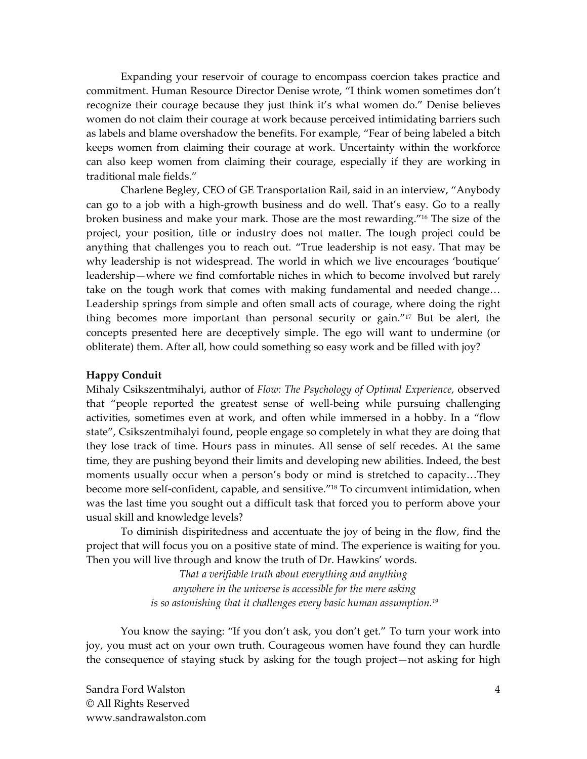Expanding your reservoir of courage to encompass coercion takes practice and commitment. Human Resource Director Denise wrote, "I think women sometimes don't recognize their courage because they just think it's what women do." Denise believes women do not claim their courage at work because perceived intimidating barriers such as labels and blame overshadow the benefits. For example, "Fear of being labeled a bitch keeps women from claiming their courage at work. Uncertainty within the workforce can also keep women from claiming their courage, especially if they are working in traditional male fields."

Charlene Begley, CEO of GE Transportation Rail, said in an interview, "Anybody can go to a job with a high-growth business and do well. That's easy. Go to a really broken business and make your mark. Those are the most rewarding."[16] The size of the project, your position, title or industry does not matter. The tough project could be anything that challenges you to reach out. "True leadership is not easy. That may be why leadership is not widespread. The world in which we live encourages 'boutique' leadership—where we find comfortable niches in which to become involved but rarely take on the tough work that comes with making fundamental and needed change… Leadership springs from simple and often small acts of courage, where doing the right thing becomes more important than personal security or gain."[17] But be alert, the concepts presented here are deceptively simple. The ego will want to undermine (or obliterate) them. After all, how could something so easy work and be filled with joy?

**Happy Conduit**

Mihaly Csikszentmihalyi, author of *Flow: The Psychology of Optimal Experience*, observed that "people reported the greatest sense of well-being while pursuing challenging activities, sometimes even at work, and often while immersed in a hobby. In a "flow state", Csikszentmihalyi found, people engage so completely in what they are doing that they lose track of time. Hours pass in minutes. All sense of self recedes. At the same time, they are pushing beyond their limits and developing new abilities. Indeed, the best moments usually occur when a person's body or mind is stretched to capacity…They become more self-confident, capable, and sensitive."[18] To circumvent intimidation, when was the last time you sought out a difficult task that forced you to perform above your usual skill and knowledge levels?

To diminish dispiritedness and accentuate the joy of being in the flow, find the project that will focus you on a positive state of mind. The experience is waiting for you. Then you will live through and know the truth of Dr. Hawkins' words.

*That a verifiable truth about everything and anything*
*anywhere in the universe is accessible for the mere asking*
*is so astonishing that it challenges every basic human assumption.*[19]

You know the saying: "If you don't ask, you don't get." To turn your work into joy, you must act on your own truth. Courageous women have found they can hurdle the consequence of staying stuck by asking for the tough project—not asking for high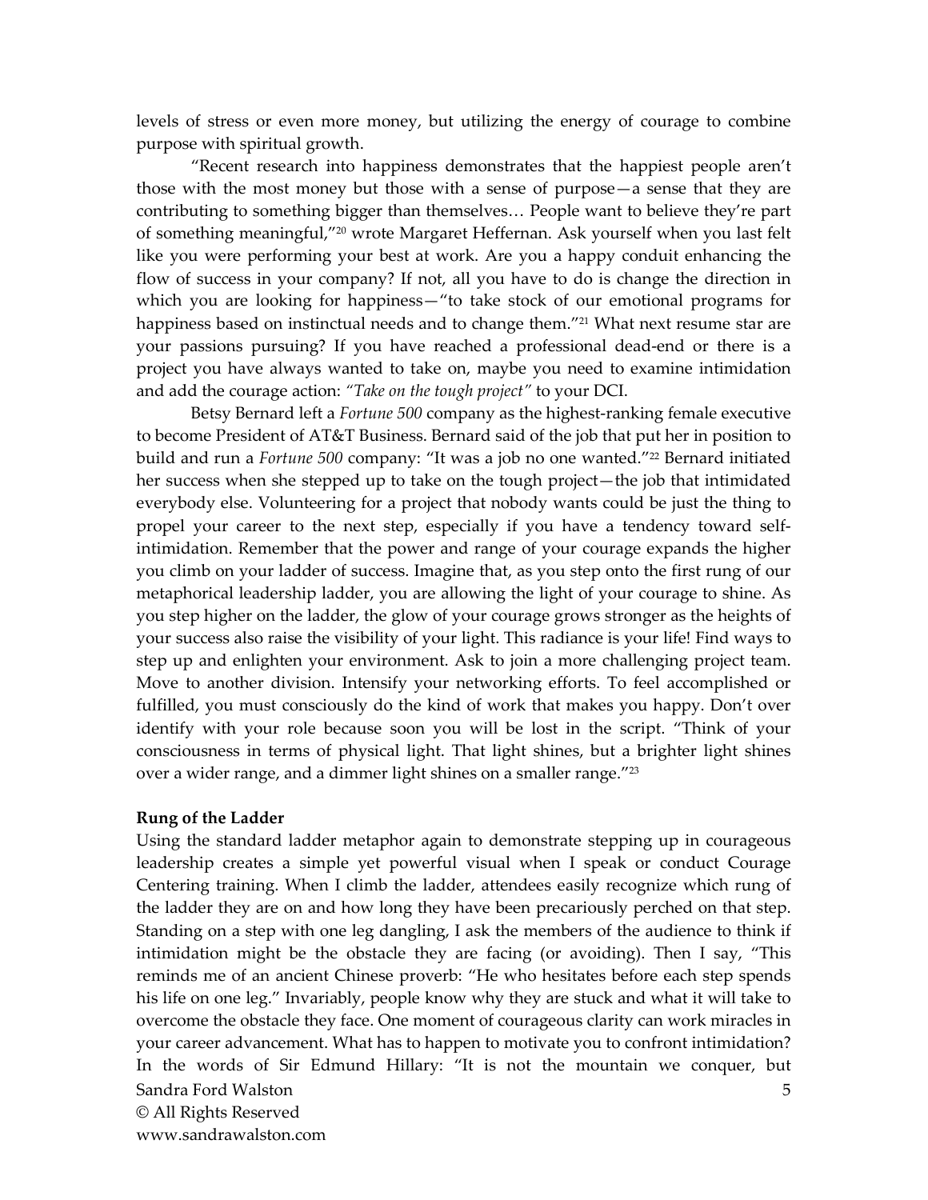levels of stress or even more money, but utilizing the energy of courage to combine purpose with spiritual growth.

"Recent research into happiness demonstrates that the happiest people aren't those with the most money but those with a sense of purpose—a sense that they are contributing to something bigger than themselves… People want to believe they're part of something meaningful,"[20] wrote Margaret Heffernan. Ask yourself when you last felt like you were performing your best at work. Are you a happy conduit enhancing the flow of success in your company? If not, all you have to do is change the direction in which you are looking for happiness—"to take stock of our emotional programs for happiness based on instinctual needs and to change them."[21] What next resume star are your passions pursuing? If you have reached a professional dead-end or there is a project you have always wanted to take on, maybe you need to examine intimidation and add the courage action: *"Take on the tough project"* to your DCI.

Betsy Bernard left a *Fortune 500* company as the highest-ranking female executive to become President of AT&T Business. Bernard said of the job that put her in position to build and run a *Fortune 500* company: "It was a job no one wanted."[22] Bernard initiated her success when she stepped up to take on the tough project—the job that intimidated everybody else. Volunteering for a project that nobody wants could be just the thing to propel your career to the next step, especially if you have a tendency toward self-intimidation. Remember that the power and range of your courage expands the higher you climb on your ladder of success. Imagine that, as you step onto the first rung of our metaphorical leadership ladder, you are allowing the light of your courage to shine. As you step higher on the ladder, the glow of your courage grows stronger as the heights of your success also raise the visibility of your light. This radiance is your life! Find ways to step up and enlighten your environment. Ask to join a more challenging project team. Move to another division. Intensify your networking efforts. To feel accomplished or fulfilled, you must consciously do the kind of work that makes you happy. Don't over identify with your role because soon you will be lost in the script. "Think of your consciousness in terms of physical light. That light shines, but a brighter light shines over a wider range, and a dimmer light shines on a smaller range."[23]

**Rung of the Ladder**

Using the standard ladder metaphor again to demonstrate stepping up in courageous leadership creates a simple yet powerful visual when I speak or conduct Courage Centering training. When I climb the ladder, attendees easily recognize which rung of the ladder they are on and how long they have been precariously perched on that step. Standing on a step with one leg dangling, I ask the members of the audience to think if intimidation might be the obstacle they are facing (or avoiding). Then I say, "This reminds me of an ancient Chinese proverb: "He who hesitates before each step spends his life on one leg." Invariably, people know why they are stuck and what it will take to overcome the obstacle they face. One moment of courageous clarity can work miracles in your career advancement. What has to happen to motivate you to confront intimidation? In the words of Sir Edmund Hillary: "It is not the mountain we conquer, but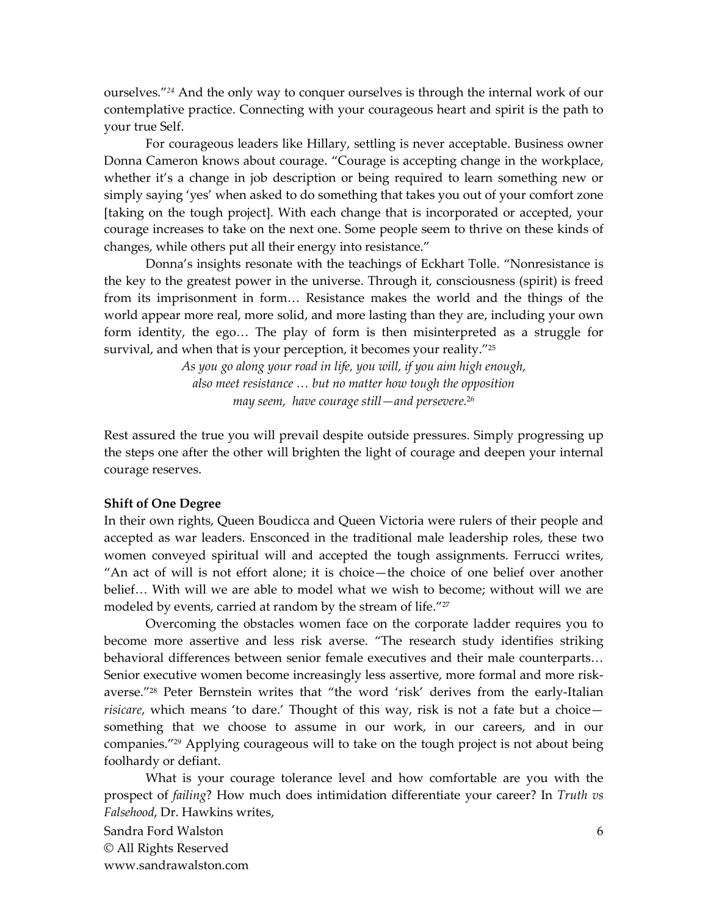ourselves."[24] And the only way to conquer ourselves is through the internal work of our contemplative practice. Connecting with your courageous heart and spirit is the path to your true Self.

For courageous leaders like Hillary, settling is never acceptable. Business owner Donna Cameron knows about courage. "Courage is accepting change in the workplace, whether it's a change in job description or being required to learn something new or simply saying 'yes' when asked to do something that takes you out of your comfort zone [taking on the tough project]. With each change that is incorporated or accepted, your courage increases to take on the next one. Some people seem to thrive on these kinds of changes, while others put all their energy into resistance."

Donna's insights resonate with the teachings of Eckhart Tolle. "Nonresistance is the key to the greatest power in the universe. Through it, consciousness (spirit) is freed from its imprisonment in form… Resistance makes the world and the things of the world appear more real, more solid, and more lasting than they are, including your own form identity, the ego… The play of form is then misinterpreted as a struggle for survival, and when that is your perception, it becomes your reality."[25]

*As you go along your road in life, you will, if you aim high enough,*
*also meet resistance … but no matter how tough the opposition*
*may seem, have courage still—and persevere.*[26]

Rest assured the true you will prevail despite outside pressures. Simply progressing up the steps one after the other will brighten the light of courage and deepen your internal courage reserves.

**Shift of One Degree**

In their own rights, Queen Boudicca and Queen Victoria were rulers of their people and accepted as war leaders. Ensconced in the traditional male leadership roles, these two women conveyed spiritual will and accepted the tough assignments. Ferrucci writes, "An act of will is not effort alone; it is choice—the choice of one belief over another belief… With will we are able to model what we wish to become; without will we are modeled by events, carried at random by the stream of life."[27]

Overcoming the obstacles women face on the corporate ladder requires you to become more assertive and less risk averse. "The research study identifies striking behavioral differences between senior female executives and their male counterparts… Senior executive women become increasingly less assertive, more formal and more risk-averse."[28] Peter Bernstein writes that "the word 'risk' derives from the early-Italian *risicare*, which means 'to dare.' Thought of this way, risk is not a fate but a choice—something that we choose to assume in our work, in our careers, and in our companies."[29] Applying courageous will to take on the tough project is not about being foolhardy or defiant.

What is your courage tolerance level and how comfortable are you with the prospect of *failing*? How much does intimidation differentiate your career? In *Truth vs Falsehood*, Dr. Hawkins writes,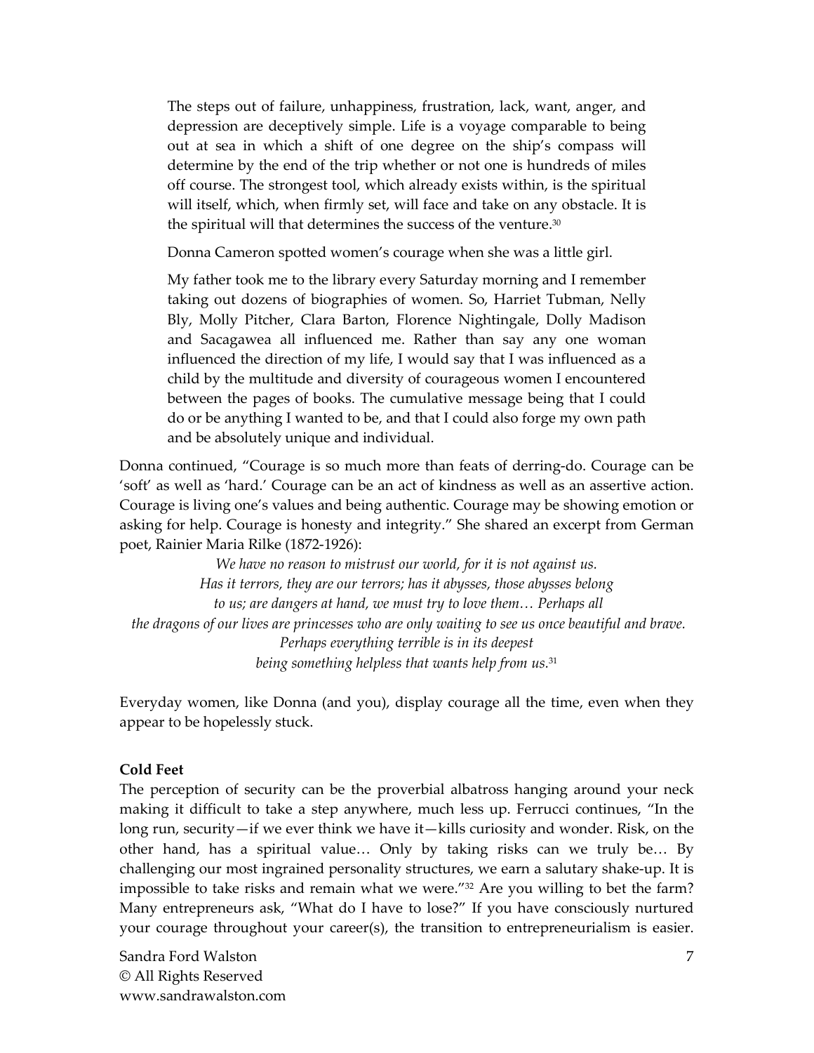> The steps out of failure, unhappiness, frustration, lack, want, anger, and depression are deceptively simple. Life is a voyage comparable to being out at sea in which a shift of one degree on the ship's compass will determine by the end of the trip whether or not one is hundreds of miles off course. The strongest tool, which already exists within, is the spiritual will itself, which, when firmly set, will face and take on any obstacle. It is the spiritual will that determines the success of the venture.[30]

> Donna Cameron spotted women's courage when she was a little girl.

> My father took me to the library every Saturday morning and I remember taking out dozens of biographies of women. So, Harriet Tubman, Nelly Bly, Molly Pitcher, Clara Barton, Florence Nightingale, Dolly Madison and Sacagawea all influenced me. Rather than say any one woman influenced the direction of my life, I would say that I was influenced as a child by the multitude and diversity of courageous women I encountered between the pages of books. The cumulative message being that I could do or be anything I wanted to be, and that I could also forge my own path and be absolutely unique and individual.

Donna continued, "Courage is so much more than feats of derring-do. Courage can be 'soft' as well as 'hard.' Courage can be an act of kindness as well as an assertive action. Courage is living one's values and being authentic. Courage may be showing emotion or asking for help. Courage is honesty and integrity." She shared an excerpt from German poet, Rainier Maria Rilke (1872-1926):

*We have no reason to mistrust our world, for it is not against us.*
*Has it terrors, they are our terrors; has it abysses, those abysses belong*
*to us; are dangers at hand, we must try to love them… Perhaps all*
*the dragons of our lives are princesses who are only waiting to see us once beautiful and brave.*
*Perhaps everything terrible is in its deepest*
*being something helpless that wants help from us.*[31]

Everyday women, like Donna (and you), display courage all the time, even when they appear to be hopelessly stuck.

**Cold Feet**

The perception of security can be the proverbial albatross hanging around your neck making it difficult to take a step anywhere, much less up. Ferrucci continues, "In the long run, security—if we ever think we have it—kills curiosity and wonder. Risk, on the other hand, has a spiritual value… Only by taking risks can we truly be… By challenging our most ingrained personality structures, we earn a salutary shake-up. It is impossible to take risks and remain what we were."[32] Are you willing to bet the farm? Many entrepreneurs ask, "What do I have to lose?" If you have consciously nurtured your courage throughout your career(s), the transition to entrepreneurialism is easier.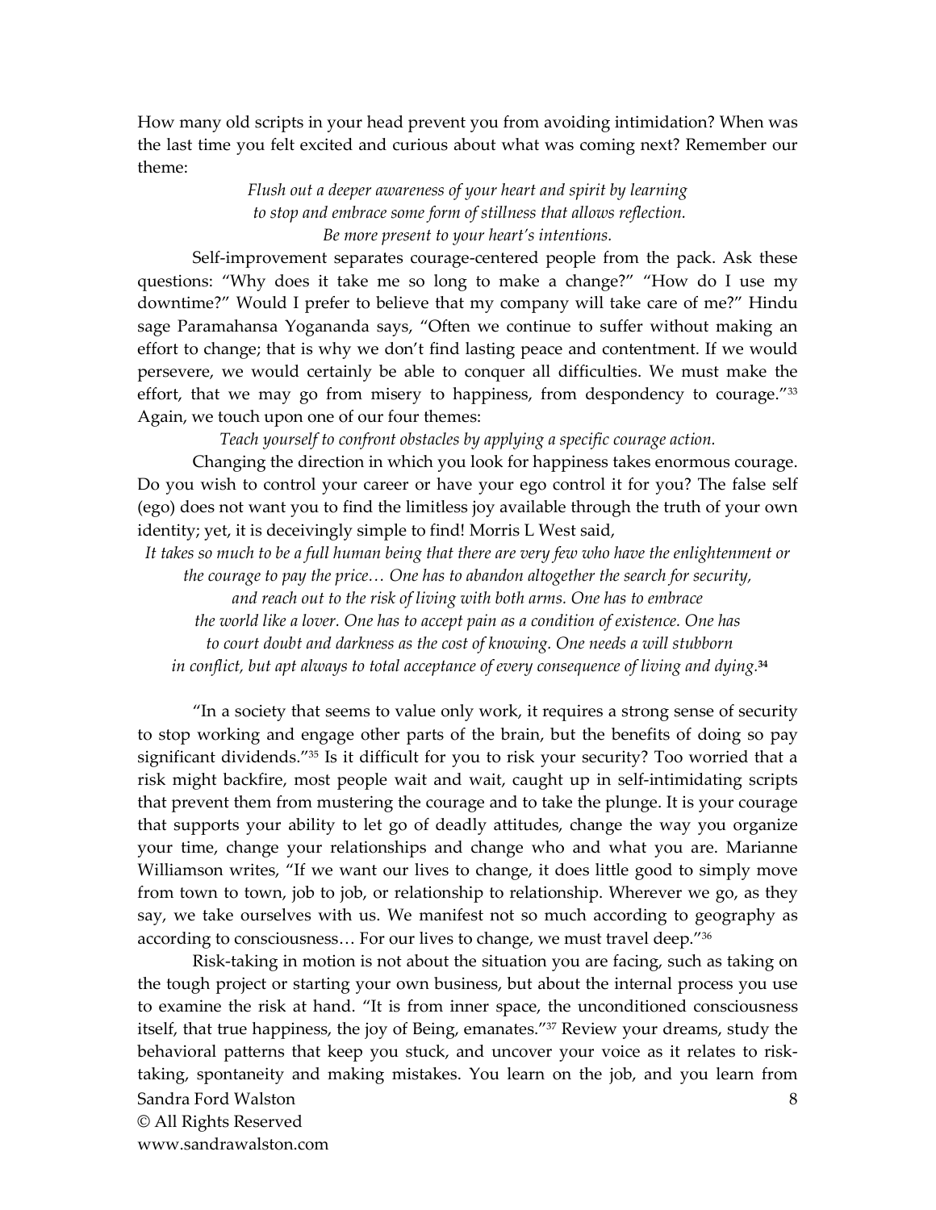How many old scripts in your head prevent you from avoiding intimidation? When was the last time you felt excited and curious about what was coming next? Remember our theme:

*Flush out a deeper awareness of your heart and spirit by learning to stop and embrace some form of stillness that allows reflection. Be more present to your heart's intentions.*

Self-improvement separates courage-centered people from the pack. Ask these questions: "Why does it take me so long to make a change?" "How do I use my downtime?" Would I prefer to believe that my company will take care of me?" Hindu sage Paramahansa Yogananda says, "Often we continue to suffer without making an effort to change; that is why we don't find lasting peace and contentment. If we would persevere, we would certainly be able to conquer all difficulties. We must make the effort, that we may go from misery to happiness, from despondency to courage."[33] Again, we touch upon one of our four themes:

*Teach yourself to confront obstacles by applying a specific courage action.*

Changing the direction in which you look for happiness takes enormous courage. Do you wish to control your career or have your ego control it for you? The false self (ego) does not want you to find the limitless joy available through the truth of your own identity; yet, it is deceivingly simple to find! Morris L West said,

*It takes so much to be a full human being that there are very few who have the enlightenment or the courage to pay the price… One has to abandon altogether the search for security, and reach out to the risk of living with both arms. One has to embrace the world like a lover. One has to accept pain as a condition of existence. One has to court doubt and darkness as the cost of knowing. One needs a will stubborn in conflict, but apt always to total acceptance of every consequence of living and dying.*[34]

"In a society that seems to value only work, it requires a strong sense of security to stop working and engage other parts of the brain, but the benefits of doing so pay significant dividends."[35] Is it difficult for you to risk your security? Too worried that a risk might backfire, most people wait and wait, caught up in self-intimidating scripts that prevent them from mustering the courage and to take the plunge. It is your courage that supports your ability to let go of deadly attitudes, change the way you organize your time, change your relationships and change who and what you are. Marianne Williamson writes, "If we want our lives to change, it does little good to simply move from town to town, job to job, or relationship to relationship. Wherever we go, as they say, we take ourselves with us. We manifest not so much according to geography as according to consciousness… For our lives to change, we must travel deep."[36]

Risk-taking in motion is not about the situation you are facing, such as taking on the tough project or starting your own business, but about the internal process you use to examine the risk at hand. "It is from inner space, the unconditioned consciousness itself, that true happiness, the joy of Being, emanates."[37] Review your dreams, study the behavioral patterns that keep you stuck, and uncover your voice as it relates to risk-taking, spontaneity and making mistakes. You learn on the job, and you learn from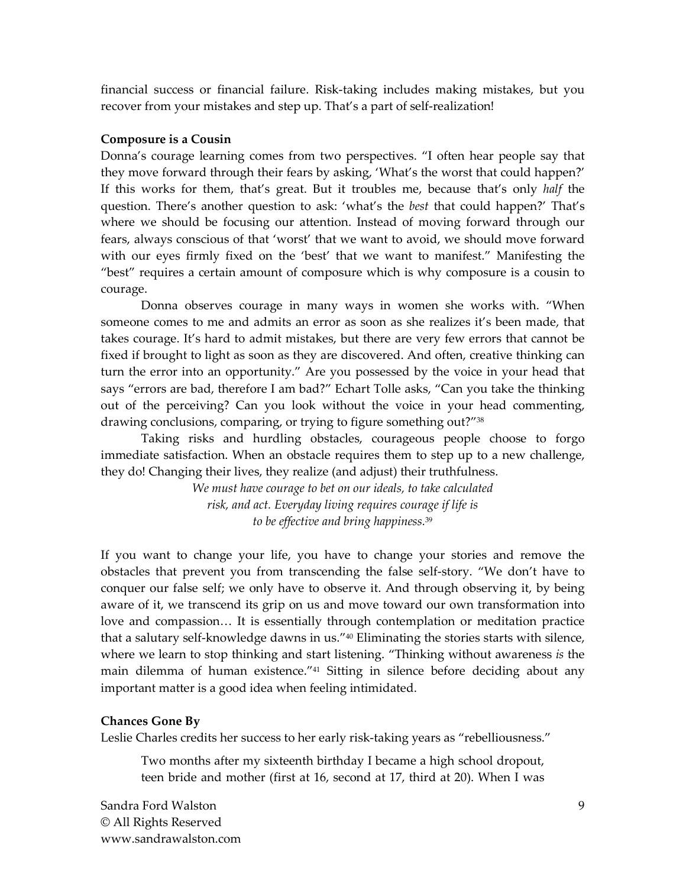financial success or financial failure. Risk-taking includes making mistakes, but you recover from your mistakes and step up. That's a part of self-realization!

**Composure is a Cousin**

Donna's courage learning comes from two perspectives. "I often hear people say that they move forward through their fears by asking, 'What's the worst that could happen?' If this works for them, that's great. But it troubles me, because that's only *half* the question. There's another question to ask: 'what's the *best* that could happen?' That's where we should be focusing our attention. Instead of moving forward through our fears, always conscious of that 'worst' that we want to avoid, we should move forward with our eyes firmly fixed on the 'best' that we want to manifest." Manifesting the "best" requires a certain amount of composure which is why composure is a cousin to courage.

Donna observes courage in many ways in women she works with. "When someone comes to me and admits an error as soon as she realizes it's been made, that takes courage. It's hard to admit mistakes, but there are very few errors that cannot be fixed if brought to light as soon as they are discovered. And often, creative thinking can turn the error into an opportunity." Are you possessed by the voice in your head that says "errors are bad, therefore I am bad?" Echart Tolle asks, "Can you take the thinking out of the perceiving? Can you look without the voice in your head commenting, drawing conclusions, comparing, or trying to figure something out?"[38]

Taking risks and hurdling obstacles, courageous people choose to forgo immediate satisfaction. When an obstacle requires them to step up to a new challenge, they do! Changing their lives, they realize (and adjust) their truthfulness.

> *We must have courage to bet on our ideals, to take calculated risk, and act. Everyday living requires courage if life is to be effective and bring happiness.*[39]

If you want to change your life, you have to change your stories and remove the obstacles that prevent you from transcending the false self-story. "We don't have to conquer our false self; we only have to observe it. And through observing it, by being aware of it, we transcend its grip on us and move toward our own transformation into love and compassion… It is essentially through contemplation or meditation practice that a salutary self-knowledge dawns in us."[40] Eliminating the stories starts with silence, where we learn to stop thinking and start listening. "Thinking without awareness *is* the main dilemma of human existence."[41] Sitting in silence before deciding about any important matter is a good idea when feeling intimidated.

**Chances Gone By**

Leslie Charles credits her success to her early risk-taking years as "rebelliousness."

> Two months after my sixteenth birthday I became a high school dropout, teen bride and mother (first at 16, second at 17, third at 20). When I was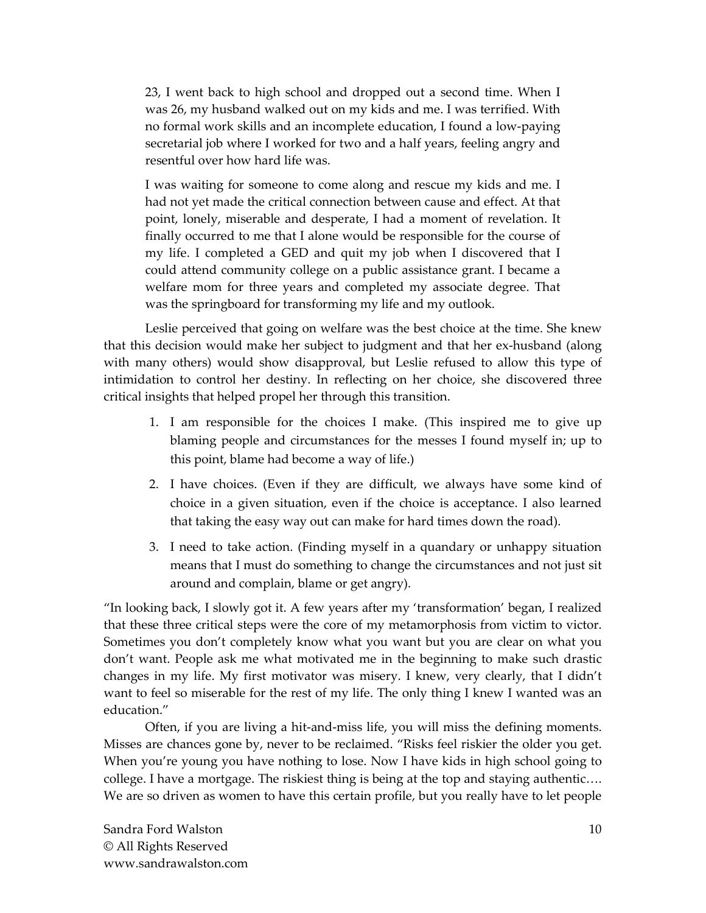> 23, I went back to high school and dropped out a second time. When I was 26, my husband walked out on my kids and me. I was terrified. With no formal work skills and an incomplete education, I found a low-paying secretarial job where I worked for two and a half years, feeling angry and resentful over how hard life was.
>
> I was waiting for someone to come along and rescue my kids and me. I had not yet made the critical connection between cause and effect. At that point, lonely, miserable and desperate, I had a moment of revelation. It finally occurred to me that I alone would be responsible for the course of my life. I completed a GED and quit my job when I discovered that I could attend community college on a public assistance grant. I became a welfare mom for three years and completed my associate degree. That was the springboard for transforming my life and my outlook.

Leslie perceived that going on welfare was the best choice at the time. She knew that this decision would make her subject to judgment and that her ex-husband (along with many others) would show disapproval, but Leslie refused to allow this type of intimidation to control her destiny. In reflecting on her choice, she discovered three critical insights that helped propel her through this transition.

1. I am responsible for the choices I make. (This inspired me to give up blaming people and circumstances for the messes I found myself in; up to this point, blame had become a way of life.)
2. I have choices. (Even if they are difficult, we always have some kind of choice in a given situation, even if the choice is acceptance. I also learned that taking the easy way out can make for hard times down the road).
3. I need to take action. (Finding myself in a quandary or unhappy situation means that I must do something to change the circumstances and not just sit around and complain, blame or get angry).

"In looking back, I slowly got it. A few years after my 'transformation' began, I realized that these three critical steps were the core of my metamorphosis from victim to victor. Sometimes you don't completely know what you want but you are clear on what you don't want. People ask me what motivated me in the beginning to make such drastic changes in my life. My first motivator was misery. I knew, very clearly, that I didn't want to feel so miserable for the rest of my life. The only thing I knew I wanted was an education."

Often, if you are living a hit-and-miss life, you will miss the defining moments. Misses are chances gone by, never to be reclaimed. "Risks feel riskier the older you get. When you're young you have nothing to lose. Now I have kids in high school going to college. I have a mortgage. The riskiest thing is being at the top and staying authentic…. We are so driven as women to have this certain profile, but you really have to let people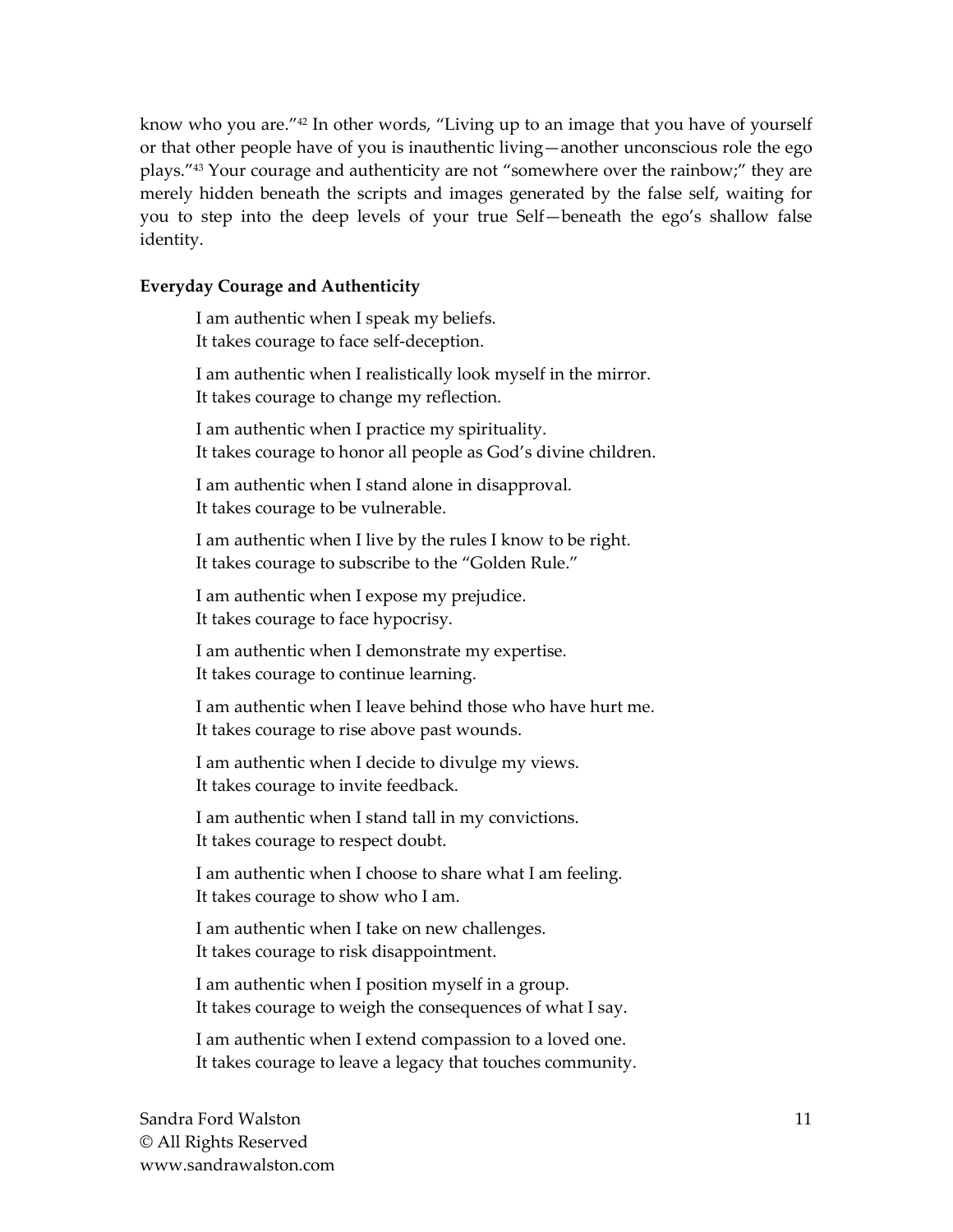know who you are."[42] In other words, "Living up to an image that you have of yourself or that other people have of you is inauthentic living—another unconscious role the ego plays."[43] Your courage and authenticity are not "somewhere over the rainbow;" they are merely hidden beneath the scripts and images generated by the false self, waiting for you to step into the deep levels of your true Self—beneath the ego's shallow false identity.

**Everyday Courage and Authenticity**

> I am authentic when I speak my beliefs.
> It takes courage to face self-deception.
>
> I am authentic when I realistically look myself in the mirror.
> It takes courage to change my reflection.
>
> I am authentic when I practice my spirituality.
> It takes courage to honor all people as God's divine children.
>
> I am authentic when I stand alone in disapproval.
> It takes courage to be vulnerable.
>
> I am authentic when I live by the rules I know to be right.
> It takes courage to subscribe to the "Golden Rule."
>
> I am authentic when I expose my prejudice.
> It takes courage to face hypocrisy.
>
> I am authentic when I demonstrate my expertise.
> It takes courage to continue learning.
>
> I am authentic when I leave behind those who have hurt me.
> It takes courage to rise above past wounds.
>
> I am authentic when I decide to divulge my views.
> It takes courage to invite feedback.
>
> I am authentic when I stand tall in my convictions.
> It takes courage to respect doubt.
>
> I am authentic when I choose to share what I am feeling.
> It takes courage to show who I am.
>
> I am authentic when I take on new challenges.
> It takes courage to risk disappointment.
>
> I am authentic when I position myself in a group.
> It takes courage to weigh the consequences of what I say.
>
> I am authentic when I extend compassion to a loved one.
> It takes courage to leave a legacy that touches community.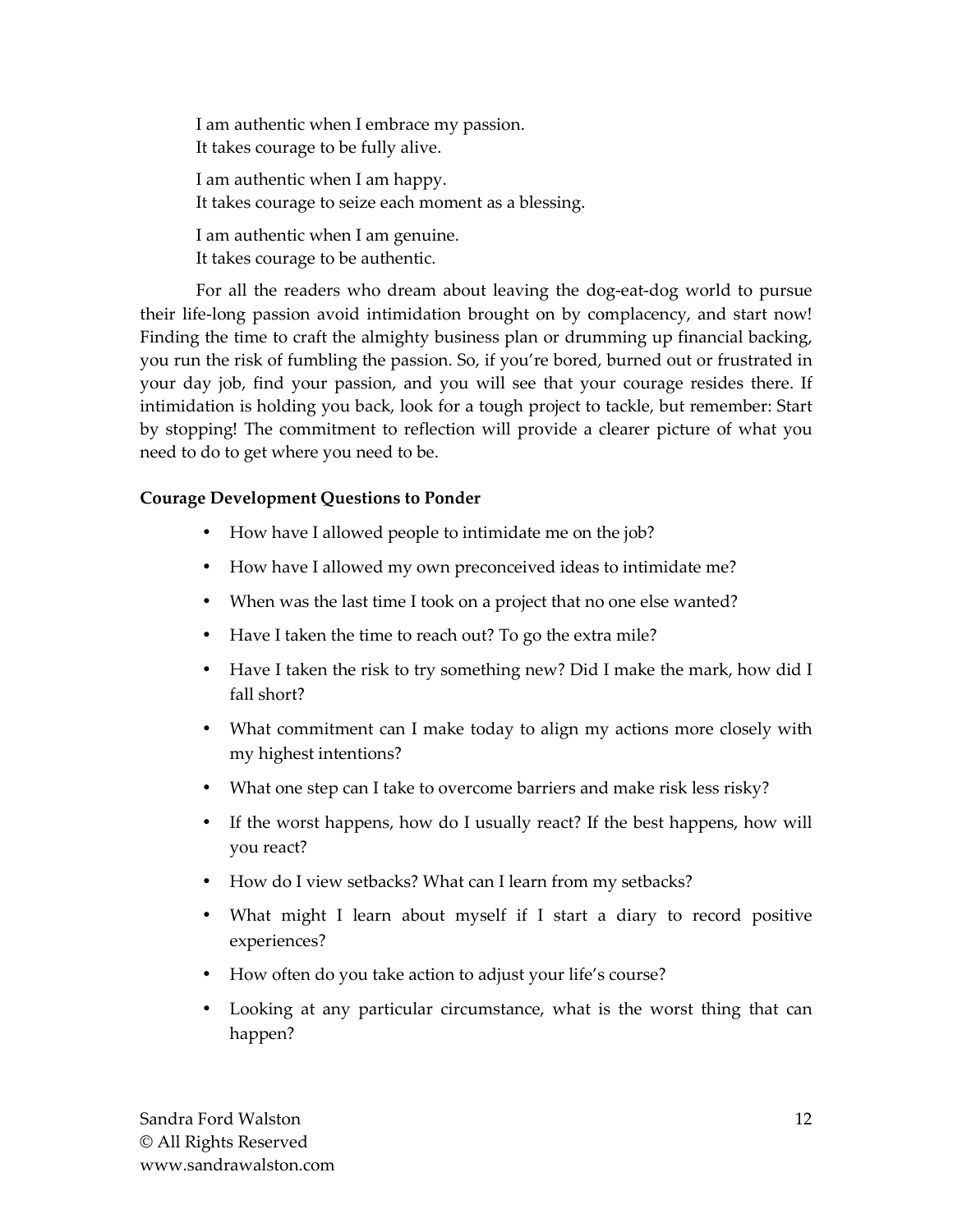I am authentic when I embrace my passion.  
It takes courage to be fully alive.

I am authentic when I am happy.  
It takes courage to seize each moment as a blessing.

I am authentic when I am genuine.  
It takes courage to be authentic.

For all the readers who dream about leaving the dog-eat-dog world to pursue their life-long passion avoid intimidation brought on by complacency, and start now! Finding the time to craft the almighty business plan or drumming up financial backing, you run the risk of fumbling the passion. So, if you're bored, burned out or frustrated in your day job, find your passion, and you will see that your courage resides there. If intimidation is holding you back, look for a tough project to tackle, but remember: Start by stopping! The commitment to reflection will provide a clearer picture of what you need to do to get where you need to be.

**Courage Development Questions to Ponder**

- How have I allowed people to intimidate me on the job?
- How have I allowed my own preconceived ideas to intimidate me?
- When was the last time I took on a project that no one else wanted?
- Have I taken the time to reach out? To go the extra mile?
- Have I taken the risk to try something new? Did I make the mark, how did I fall short?
- What commitment can I make today to align my actions more closely with my highest intentions?
- What one step can I take to overcome barriers and make risk less risky?
- If the worst happens, how do I usually react? If the best happens, how will you react?
- How do I view setbacks? What can I learn from my setbacks?
- What might I learn about myself if I start a diary to record positive experiences?
- How often do you take action to adjust your life's course?
- Looking at any particular circumstance, what is the worst thing that can happen?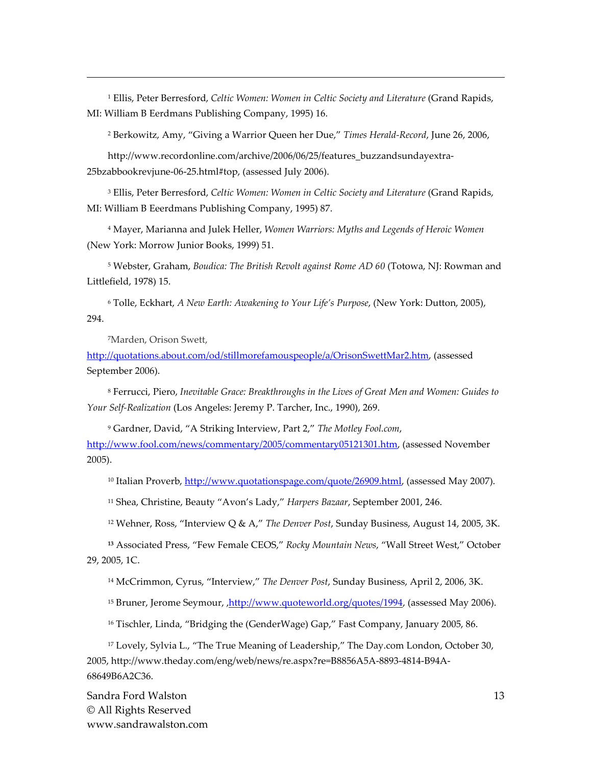[1] Ellis, Peter Berresford, *Celtic Women: Women in Celtic Society and Literature* (Grand Rapids, MI: William B Eerdmans Publishing Company, 1995) 16.

[2] Berkowitz, Amy, "Giving a Warrior Queen her Due," *Times Herald-Record*, June 26, 2006,

http://www.recordonline.com/archive/2006/06/25/features_buzzandsundayextra-25bzabbookrevjune-06-25.html#top, (assessed July 2006).

[3] Ellis, Peter Berresford, *Celtic Women: Women in Celtic Society and Literature* (Grand Rapids, MI: William B Eeerdmans Publishing Company, 1995) 87.

[4] Mayer, Marianna and Julek Heller, *Women Warriors: Myths and Legends of Heroic Women* (New York: Morrow Junior Books, 1999) 51.

[5] Webster, Graham, *Boudica: The British Revolt against Rome AD 60* (Totowa, NJ: Rowman and Littlefield, 1978) 15.

[6] Tolle, Eckhart, *A New Earth: Awakening to Your Life's Purpose*, (New York: Dutton, 2005), 294.

[7]Marden, Orison Swett, http://quotations.about.com/od/stillmorefamouspeople/a/OrisonSwettMar2.htm, (assessed September 2006).

[8] Ferrucci, Piero, *Inevitable Grace: Breakthroughs in the Lives of Great Men and Women: Guides to Your Self-Realization* (Los Angeles: Jeremy P. Tarcher, Inc., 1990), 269.

[9] Gardner, David, "A Striking Interview, Part 2," *The Motley Fool.com*, http://www.fool.com/news/commentary/2005/commentary05121301.htm, (assessed November 2005).

[10] Italian Proverb, http://www.quotationspage.com/quote/26909.html, (assessed May 2007).

[11] Shea, Christine, Beauty "Avon's Lady," *Harpers Bazaar*, September 2001, 246.

[12] Wehner, Ross, "Interview Q & A," *The Denver Post*, Sunday Business, August 14, 2005, 3K.

[13] Associated Press, "Few Female CEOS," *Rocky Mountain News*, "Wall Street West," October 29, 2005, 1C.

[14] McCrimmon, Cyrus, "Interview," *The Denver Post*, Sunday Business, April 2, 2006, 3K.

[15] Bruner, Jerome Seymour, ,http://www.quoteworld.org/quotes/1994, (assessed May 2006).

[16] Tischler, Linda, "Bridging the (GenderWage) Gap," Fast Company, January 2005, 86.

[17] Lovely, Sylvia L., "The True Meaning of Leadership," The Day.com London, October 30, 2005, http://www.theday.com/eng/web/news/re.aspx?re=B8856A5A-8893-4814-B94A-68649B6A2C36.

Sandra Ford Walston
© All Rights Reserved
www.sandrawalston.com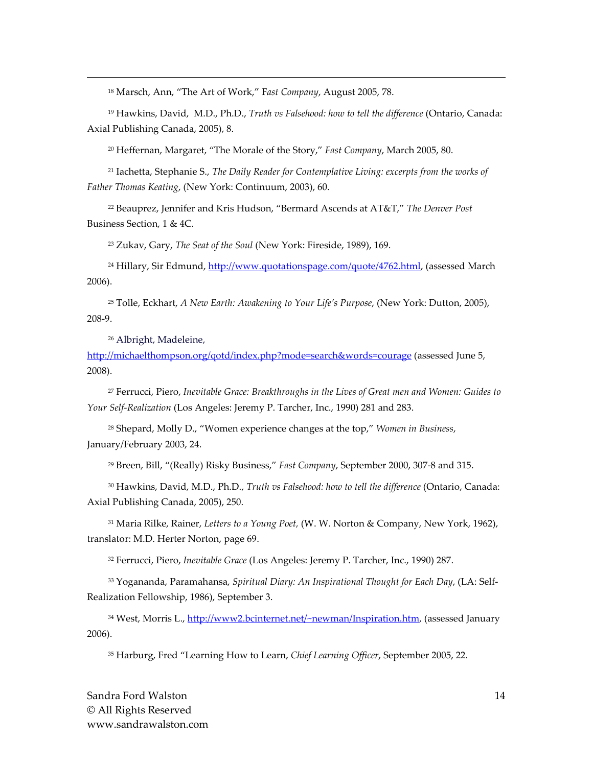[18] Marsch, Ann, "The Art of Work," F*ast Company*, August 2005, 78.

[19] Hawkins, David, M.D., Ph.D., *Truth vs Falsehood: how to tell the difference* (Ontario, Canada: Axial Publishing Canada, 2005), 8.

[20] Heffernan, Margaret, "The Morale of the Story," *Fast Company*, March 2005, 80.

[21] Iachetta, Stephanie S., *The Daily Reader for Contemplative Living: excerpts from the works of Father Thomas Keating*, (New York: Continuum, 2003), 60.

[22] Beauprez, Jennifer and Kris Hudson, "Bermard Ascends at AT&T," *The Denver Post* Business Section, 1 & 4C.

[23] Zukav, Gary, *The Seat of the Soul* (New York: Fireside, 1989), 169.

[24] Hillary, Sir Edmund, http://www.quotationspage.com/quote/4762.html, (assessed March 2006).

[25] Tolle, Eckhart, *A New Earth: Awakening to Your Life's Purpose*, (New York: Dutton, 2005), 208-9.

[26] Albright, Madeleine, http://michaelthompson.org/qotd/index.php?mode=search&words=courage (assessed June 5, 2008).

[27] Ferrucci, Piero, *Inevitable Grace: Breakthroughs in the Lives of Great men and Women: Guides to Your Self-Realization* (Los Angeles: Jeremy P. Tarcher, Inc., 1990) 281 and 283.

[28] Shepard, Molly D., "Women experience changes at the top," *Women in Business*, January/February 2003, 24.

[29] Breen, Bill, "(Really) Risky Business," *Fast Company*, September 2000, 307-8 and 315.

[30] Hawkins, David, M.D., Ph.D., *Truth vs Falsehood: how to tell the difference* (Ontario, Canada: Axial Publishing Canada, 2005), 250.

[31] Maria Rilke, Rainer, *Letters to a Young Poet,* (W. W. Norton & Company, New York, 1962), translator: M.D. Herter Norton, page 69.

[32] Ferrucci, Piero, *Inevitable Grace* (Los Angeles: Jeremy P. Tarcher, Inc., 1990) 287.

[33] Yogananda, Paramahansa, *Spiritual Diary: An Inspirational Thought for Each Day*, (LA: Self-Realization Fellowship, 1986), September 3.

[34] West, Morris L., http://www2.bcinternet.net/~newman/Inspiration.htm, (assessed January 2006).

[35] Harburg, Fred "Learning How to Learn, *Chief Learning Officer*, September 2005, 22.

Sandra Ford Walston
© All Rights Reserved
www.sandrawalston.com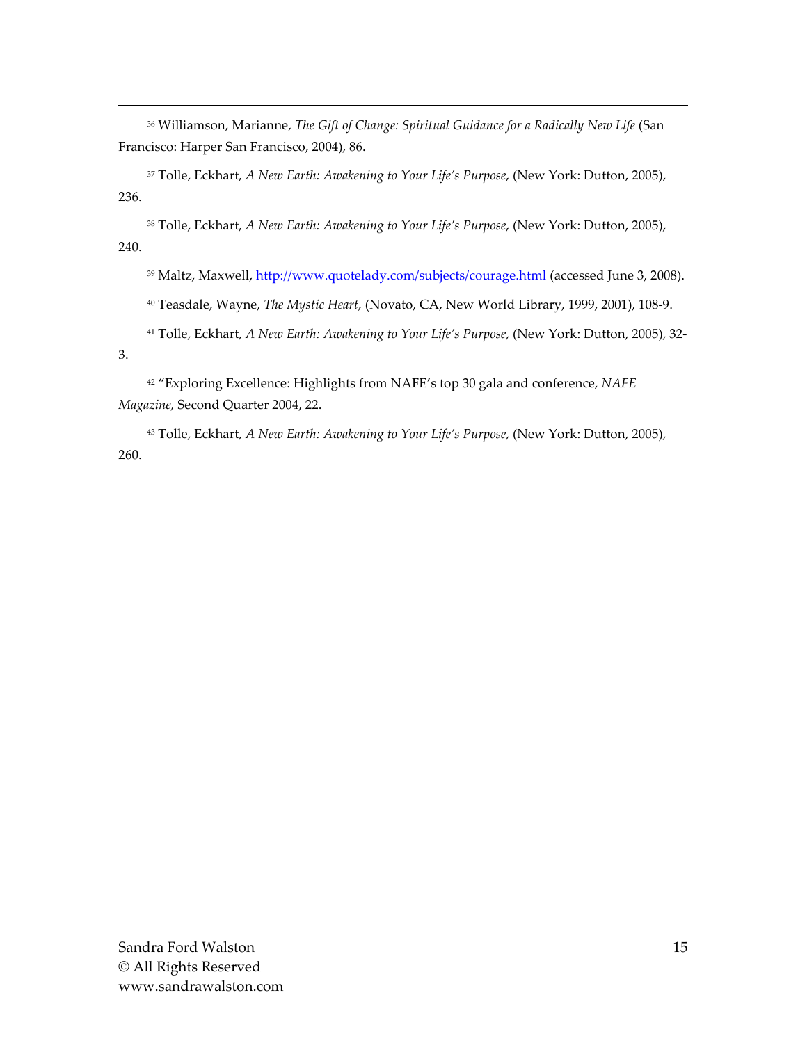[36] Williamson, Marianne, *The Gift of Change: Spiritual Guidance for a Radically New Life* (San Francisco: Harper San Francisco, 2004), 86.

[37] Tolle, Eckhart, *A New Earth: Awakening to Your Life's Purpose*, (New York: Dutton, 2005), 236.

[38] Tolle, Eckhart, *A New Earth: Awakening to Your Life's Purpose*, (New York: Dutton, 2005), 240.

[39] Maltz, Maxwell, http://www.quotelady.com/subjects/courage.html (accessed June 3, 2008).

[40] Teasdale, Wayne, *The Mystic Heart*, (Novato, CA, New World Library, 1999, 2001), 108-9.

[41] Tolle, Eckhart, *A New Earth: Awakening to Your Life's Purpose*, (New York: Dutton, 2005), 32-3.

[42] "Exploring Excellence: Highlights from NAFE's top 30 gala and conference, *NAFE Magazine,* Second Quarter 2004, 22.

[43] Tolle, Eckhart, *A New Earth: Awakening to Your Life's Purpose*, (New York: Dutton, 2005), 260.

Sandra Ford Walston
© All Rights Reserved
www.sandrawalston.com